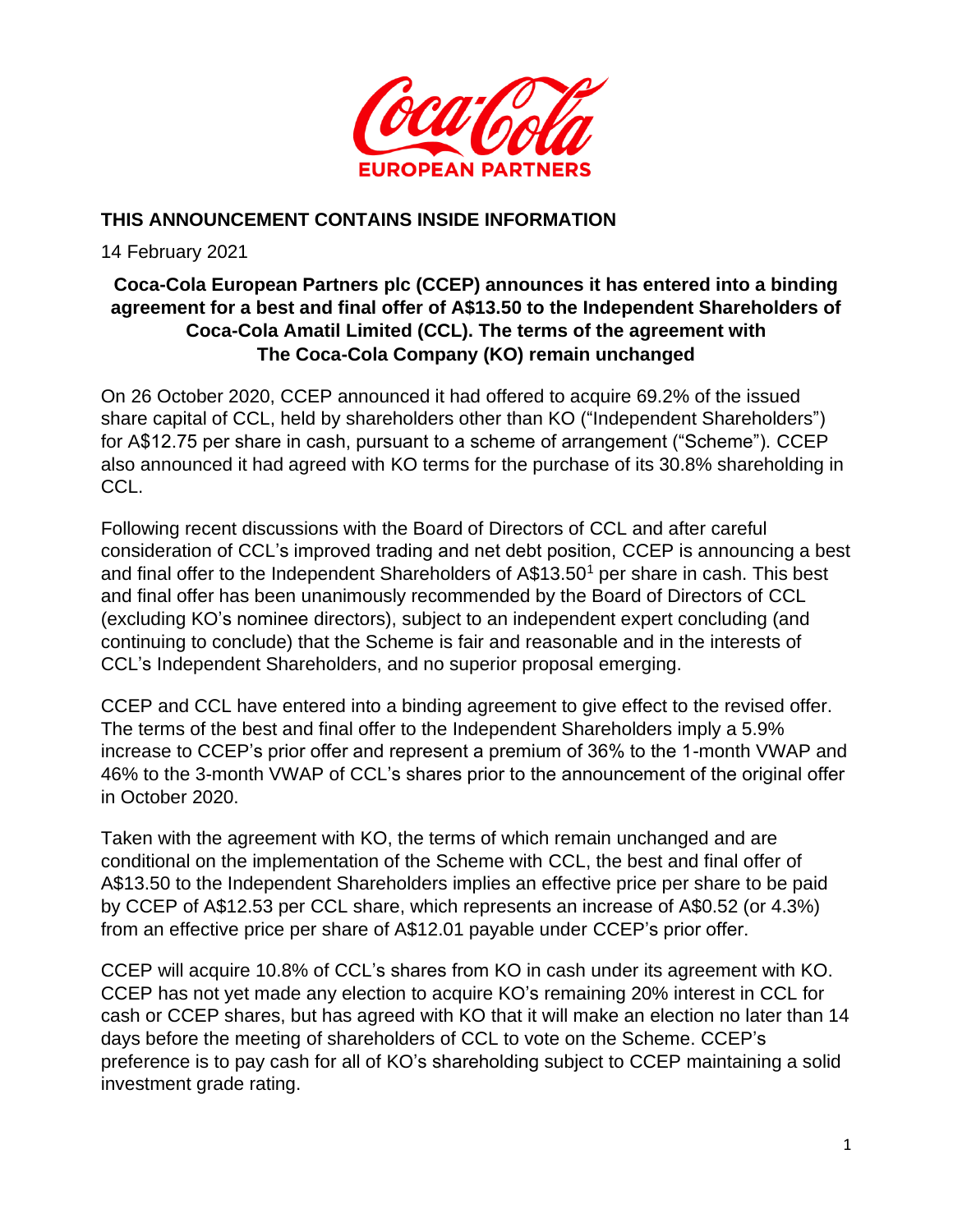**THIS ANNOUNCEMENT CONTAINS INSIDE INFORMATION**

14 February 2021

**Coca-Cola European Partners plc (CCEP) announces it has entered into a binding agreement for a best and final offer of A$13.50 to the Independent Shareholders of Coca-Cola Amatil Limited (CCL). The terms of the agreement with The Coca-Cola Company (KO) remain unchanged**

On 26 October 2020, CCEP announced it had offered to acquire 69.2% of the issued share capital of CCL, held by shareholders other than KO ("Independent Shareholders") for A$12.75 per share in cash, pursuant to a scheme of arrangement ("Scheme"). CCEP also announced it had agreed with KO terms for the purchase of its 30.8% shareholding in CCL.

Following recent discussions with the Board of Directors of CCL and after careful consideration of CCL's improved trading and net debt position, CCEP is announcing a best and final offer to the Independent Shareholders of A$13.50[1] per share in cash. This best and final offer has been unanimously recommended by the Board of Directors of CCL (excluding KO's nominee directors), subject to an independent expert concluding (and continuing to conclude) that the Scheme is fair and reasonable and in the interests of CCL's Independent Shareholders, and no superior proposal emerging.

CCEP and CCL have entered into a binding agreement to give effect to the revised offer. The terms of the best and final offer to the Independent Shareholders imply a 5.9% increase to CCEP's prior offer and represent a premium of 36% to the 1-month VWAP and 46% to the 3-month VWAP of CCL's shares prior to the announcement of the original offer in October 2020.

Taken with the agreement with KO, the terms of which remain unchanged and are conditional on the implementation of the Scheme with CCL, the best and final offer of A$13.50 to the Independent Shareholders implies an effective price per share to be paid by CCEP of A$12.53 per CCL share, which represents an increase of A$0.52 (or 4.3%) from an effective price per share of A$12.01 payable under CCEP's prior offer.

CCEP will acquire 10.8% of CCL's shares from KO in cash under its agreement with KO. CCEP has not yet made any election to acquire KO's remaining 20% interest in CCL for cash or CCEP shares, but has agreed with KO that it will make an election no later than 14 days before the meeting of shareholders of CCL to vote on the Scheme. CCEP's preference is to pay cash for all of KO's shareholding subject to CCEP maintaining a solid investment grade rating.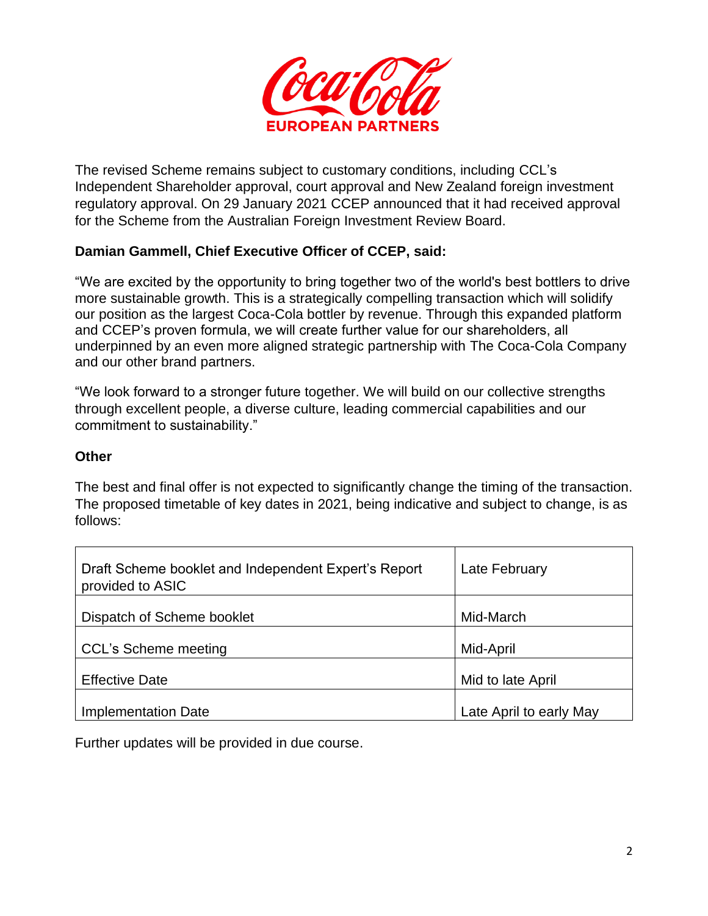The revised Scheme remains subject to customary conditions, including CCL's Independent Shareholder approval, court approval and New Zealand foreign investment regulatory approval. On 29 January 2021 CCEP announced that it had received approval for the Scheme from the Australian Foreign Investment Review Board.

**Damian Gammell, Chief Executive Officer of CCEP, said:**

"We are excited by the opportunity to bring together two of the world's best bottlers to drive more sustainable growth. This is a strategically compelling transaction which will solidify our position as the largest Coca-Cola bottler by revenue. Through this expanded platform and CCEP's proven formula, we will create further value for our shareholders, all underpinned by an even more aligned strategic partnership with The Coca-Cola Company and our other brand partners.

"We look forward to a stronger future together. We will build on our collective strengths through excellent people, a diverse culture, leading commercial capabilities and our commitment to sustainability."

**Other**

The best and final offer is not expected to significantly change the timing of the transaction. The proposed timetable of key dates in 2021, being indicative and subject to change, is as follows:

| | |
|---|---|
| Draft Scheme booklet and Independent Expert's Report provided to ASIC | Late February |
| Dispatch of Scheme booklet | Mid-March |
| CCL's Scheme meeting | Mid-April |
| Effective Date | Mid to late April |
| Implementation Date | Late April to early May |

Further updates will be provided in due course.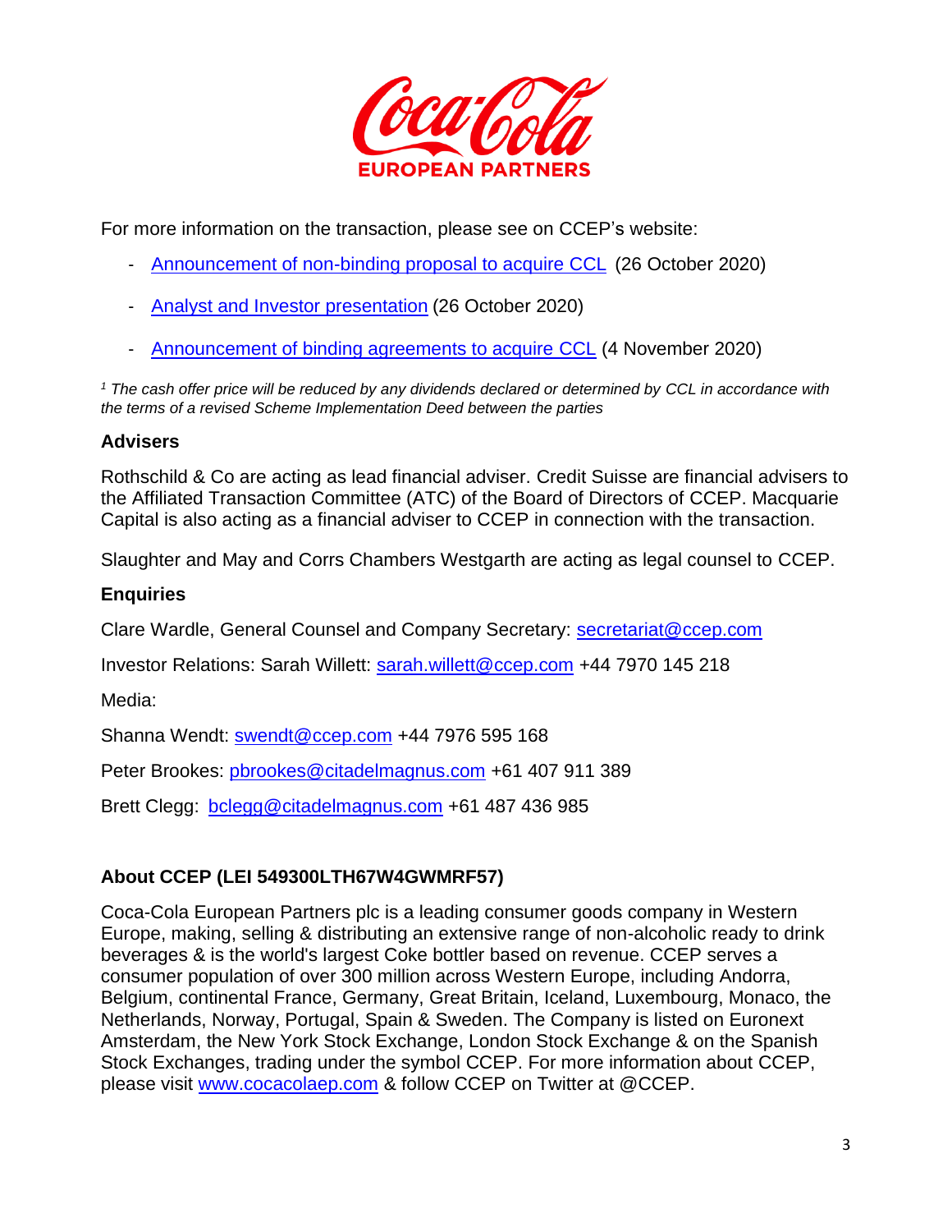For more information on the transaction, please see on CCEP's website:

- Announcement of non-binding proposal to acquire CCL (26 October 2020)
- Analyst and Investor presentation (26 October 2020)
- Announcement of binding agreements to acquire CCL (4 November 2020)

*[1] The cash offer price will be reduced by any dividends declared or determined by CCL in accordance with the terms of a revised Scheme Implementation Deed between the parties*

## Advisers

Rothschild & Co are acting as lead financial adviser. Credit Suisse are financial advisers to the Affiliated Transaction Committee (ATC) of the Board of Directors of CCEP. Macquarie Capital is also acting as a financial adviser to CCEP in connection with the transaction.

Slaughter and May and Corrs Chambers Westgarth are acting as legal counsel to CCEP.

## Enquiries

Clare Wardle, General Counsel and Company Secretary: secretariat@ccep.com

Investor Relations: Sarah Willett: sarah.willett@ccep.com +44 7970 145 218

Media:

Shanna Wendt: swendt@ccep.com +44 7976 595 168

Peter Brookes: pbrookes@citadelmagnus.com +61 407 911 389

Brett Clegg: bclegg@citadelmagnus.com +61 487 436 985

## About CCEP (LEI 549300LTH67W4GWMRF57)

Coca-Cola European Partners plc is a leading consumer goods company in Western Europe, making, selling & distributing an extensive range of non-alcoholic ready to drink beverages & is the world's largest Coke bottler based on revenue. CCEP serves a consumer population of over 300 million across Western Europe, including Andorra, Belgium, continental France, Germany, Great Britain, Iceland, Luxembourg, Monaco, the Netherlands, Norway, Portugal, Spain & Sweden. The Company is listed on Euronext Amsterdam, the New York Stock Exchange, London Stock Exchange & on the Spanish Stock Exchanges, trading under the symbol CCEP. For more information about CCEP, please visit www.cocacolaep.com & follow CCEP on Twitter at @CCEP.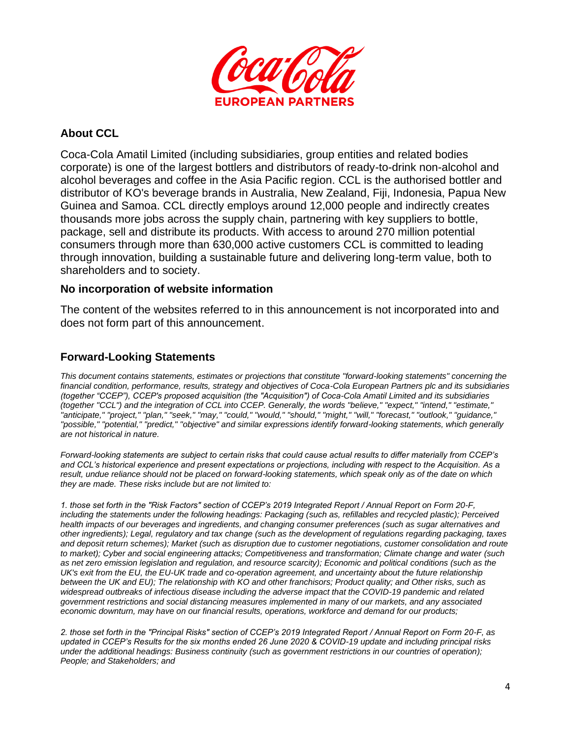## About CCL

Coca-Cola Amatil Limited (including subsidiaries, group entities and related bodies corporate) is one of the largest bottlers and distributors of ready-to-drink non-alcohol and alcohol beverages and coffee in the Asia Pacific region. CCL is the authorised bottler and distributor of KO's beverage brands in Australia, New Zealand, Fiji, Indonesia, Papua New Guinea and Samoa. CCL directly employs around 12,000 people and indirectly creates thousands more jobs across the supply chain, partnering with key suppliers to bottle, package, sell and distribute its products. With access to around 270 million potential consumers through more than 630,000 active customers CCL is committed to leading through innovation, building a sustainable future and delivering long-term value, both to shareholders and to society.

## No incorporation of website information

The content of the websites referred to in this announcement is not incorporated into and does not form part of this announcement.

## Forward-Looking Statements

*This document contains statements, estimates or projections that constitute "forward-looking statements" concerning the financial condition, performance, results, strategy and objectives of Coca-Cola European Partners plc and its subsidiaries (together "CCEP"), CCEP's proposed acquisition (the "Acquisition") of Coca-Cola Amatil Limited and its subsidiaries (together "CCL") and the integration of CCL into CCEP. Generally, the words "believe," "expect," "intend," "estimate," "anticipate," "project," "plan," "seek," "may," "could," "would," "should," "might," "will," "forecast," "outlook," "guidance," "possible," "potential," "predict," "objective" and similar expressions identify forward-looking statements, which generally are not historical in nature.*

*Forward-looking statements are subject to certain risks that could cause actual results to differ materially from CCEP's and CCL's historical experience and present expectations or projections, including with respect to the Acquisition. As a result, undue reliance should not be placed on forward-looking statements, which speak only as of the date on which they are made. These risks include but are not limited to:*

*1. those set forth in the "Risk Factors" section of CCEP's 2019 Integrated Report / Annual Report on Form 20-F, including the statements under the following headings: Packaging (such as, refillables and recycled plastic); Perceived health impacts of our beverages and ingredients, and changing consumer preferences (such as sugar alternatives and other ingredients); Legal, regulatory and tax change (such as the development of regulations regarding packaging, taxes and deposit return schemes); Market (such as disruption due to customer negotiations, customer consolidation and route to market); Cyber and social engineering attacks; Competitiveness and transformation; Climate change and water (such as net zero emission legislation and regulation, and resource scarcity); Economic and political conditions (such as the UK's exit from the EU, the EU-UK trade and co-operation agreement, and uncertainty about the future relationship between the UK and EU); The relationship with KO and other franchisors; Product quality; and Other risks, such as widespread outbreaks of infectious disease including the adverse impact that the COVID-19 pandemic and related government restrictions and social distancing measures implemented in many of our markets, and any associated economic downturn, may have on our financial results, operations, workforce and demand for our products;*

*2. those set forth in the "Principal Risks" section of CCEP's 2019 Integrated Report / Annual Report on Form 20-F, as updated in CCEP's Results for the six months ended 26 June 2020 & COVID-19 update and including principal risks under the additional headings: Business continuity (such as government restrictions in our countries of operation); People; and Stakeholders; and*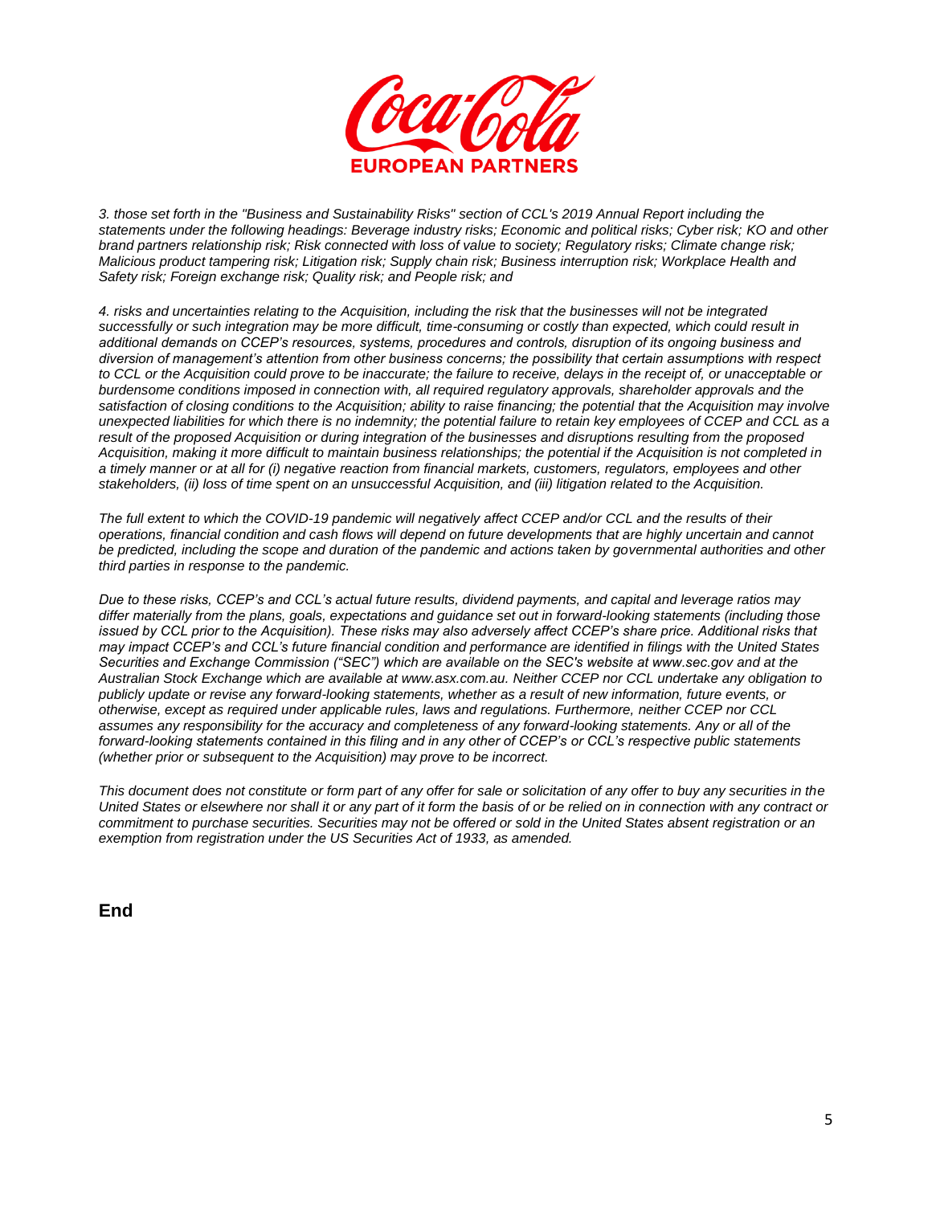*3. those set forth in the "Business and Sustainability Risks" section of CCL's 2019 Annual Report including the statements under the following headings: Beverage industry risks; Economic and political risks; Cyber risk; KO and other brand partners relationship risk; Risk connected with loss of value to society; Regulatory risks; Climate change risk; Malicious product tampering risk; Litigation risk; Supply chain risk; Business interruption risk; Workplace Health and Safety risk; Foreign exchange risk; Quality risk; and People risk; and*

*4. risks and uncertainties relating to the Acquisition, including the risk that the businesses will not be integrated successfully or such integration may be more difficult, time-consuming or costly than expected, which could result in additional demands on CCEP's resources, systems, procedures and controls, disruption of its ongoing business and diversion of management's attention from other business concerns; the possibility that certain assumptions with respect to CCL or the Acquisition could prove to be inaccurate; the failure to receive, delays in the receipt of, or unacceptable or burdensome conditions imposed in connection with, all required regulatory approvals, shareholder approvals and the satisfaction of closing conditions to the Acquisition; ability to raise financing; the potential that the Acquisition may involve unexpected liabilities for which there is no indemnity; the potential failure to retain key employees of CCEP and CCL as a result of the proposed Acquisition or during integration of the businesses and disruptions resulting from the proposed Acquisition, making it more difficult to maintain business relationships; the potential if the Acquisition is not completed in a timely manner or at all for (i) negative reaction from financial markets, customers, regulators, employees and other stakeholders, (ii) loss of time spent on an unsuccessful Acquisition, and (iii) litigation related to the Acquisition.*

*The full extent to which the COVID-19 pandemic will negatively affect CCEP and/or CCL and the results of their operations, financial condition and cash flows will depend on future developments that are highly uncertain and cannot be predicted, including the scope and duration of the pandemic and actions taken by governmental authorities and other third parties in response to the pandemic.*

*Due to these risks, CCEP's and CCL's actual future results, dividend payments, and capital and leverage ratios may differ materially from the plans, goals, expectations and guidance set out in forward-looking statements (including those issued by CCL prior to the Acquisition). These risks may also adversely affect CCEP's share price. Additional risks that may impact CCEP's and CCL's future financial condition and performance are identified in filings with the United States Securities and Exchange Commission ("SEC") which are available on the SEC's website at www.sec.gov and at the Australian Stock Exchange which are available at www.asx.com.au. Neither CCEP nor CCL undertake any obligation to publicly update or revise any forward-looking statements, whether as a result of new information, future events, or otherwise, except as required under applicable rules, laws and regulations. Furthermore, neither CCEP nor CCL assumes any responsibility for the accuracy and completeness of any forward-looking statements. Any or all of the forward-looking statements contained in this filing and in any other of CCEP's or CCL's respective public statements (whether prior or subsequent to the Acquisition) may prove to be incorrect.*

*This document does not constitute or form part of any offer for sale or solicitation of any offer to buy any securities in the United States or elsewhere nor shall it or any part of it form the basis of or be relied on in connection with any contract or commitment to purchase securities. Securities may not be offered or sold in the United States absent registration or an exemption from registration under the US Securities Act of 1933, as amended.*

**End**